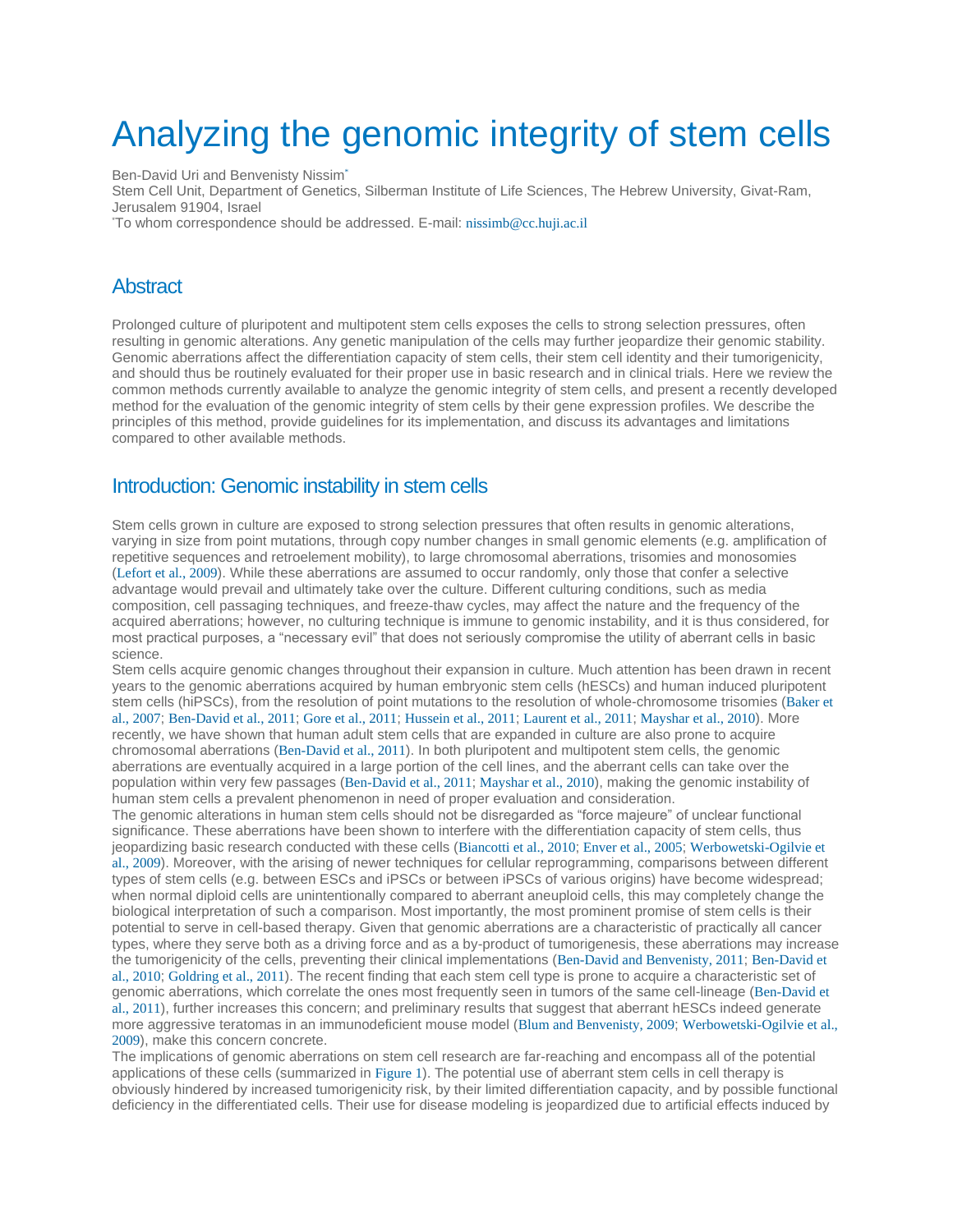# Analyzing the genomic integrity of stem cells

Ben-David Uri and Benvenisty Nissim*

Stem Cell Unit, Department of Genetics, Silberman Institute of Life Sciences, The Hebrew University, Givat-Ram, Jerusalem 91904, Israel

*To whom correspondence should be addressed. E-mail: nissimb@cc.huji.ac.il

## Abstract

Prolonged culture of pluripotent and multipotent stem cells exposes the cells to strong selection pressures, often resulting in genomic alterations. Any genetic manipulation of the cells may further jeopardize their genomic stability. Genomic aberrations affect the differentiation capacity of stem cells, their stem cell identity and their tumorigenicity, and should thus be routinely evaluated for their proper use in basic research and in clinical trials. Here we review the common methods currently available to analyze the genomic integrity of stem cells, and present a recently developed method for the evaluation of the genomic integrity of stem cells by their gene expression profiles. We describe the principles of this method, provide guidelines for its implementation, and discuss its advantages and limitations compared to other available methods.

## Introduction: Genomic instability in stem cells

Stem cells grown in culture are exposed to strong selection pressures that often results in genomic alterations, varying in size from point mutations, through copy number changes in small genomic elements (e.g. amplification of repetitive sequences and retroelement mobility), to large chromosomal aberrations, trisomies and monosomies (Lefort et al., 2009). While these aberrations are assumed to occur randomly, only those that confer a selective advantage would prevail and ultimately take over the culture. Different culturing conditions, such as media composition, cell passaging techniques, and freeze-thaw cycles, may affect the nature and the frequency of the acquired aberrations; however, no culturing technique is immune to genomic instability, and it is thus considered, for most practical purposes, a "necessary evil" that does not seriously compromise the utility of aberrant cells in basic science.

Stem cells acquire genomic changes throughout their expansion in culture. Much attention has been drawn in recent years to the genomic aberrations acquired by human embryonic stem cells (hESCs) and human induced pluripotent stem cells (hiPSCs), from the resolution of point mutations to the resolution of whole-chromosome trisomies (Baker et al., 2007; Ben-David et al., 2011; Gore et al., 2011; Hussein et al., 2011; Laurent et al., 2011; Mayshar et al., 2010). More recently, we have shown that human adult stem cells that are expanded in culture are also prone to acquire chromosomal aberrations (Ben-David et al., 2011). In both pluripotent and multipotent stem cells, the genomic aberrations are eventually acquired in a large portion of the cell lines, and the aberrant cells can take over the population within very few passages (Ben-David et al., 2011; Mayshar et al., 2010), making the genomic instability of human stem cells a prevalent phenomenon in need of proper evaluation and consideration.

The genomic alterations in human stem cells should not be disregarded as "force majeure" of unclear functional significance. These aberrations have been shown to interfere with the differentiation capacity of stem cells, thus jeopardizing basic research conducted with these cells (Biancotti et al., 2010; Enver et al., 2005; Werbowetski-Ogilvie et al., 2009). Moreover, with the arising of newer techniques for cellular reprogramming, comparisons between different types of stem cells (e.g. between ESCs and iPSCs or between iPSCs of various origins) have become widespread; when normal diploid cells are unintentionally compared to aberrant aneuploid cells, this may completely change the biological interpretation of such a comparison. Most importantly, the most prominent promise of stem cells is their potential to serve in cell-based therapy. Given that genomic aberrations are a characteristic of practically all cancer types, where they serve both as a driving force and as a by-product of tumorigenesis, these aberrations may increase the tumorigenicity of the cells, preventing their clinical implementations (Ben-David and Benvenisty, 2011; Ben-David et al., 2010; Goldring et al., 2011). The recent finding that each stem cell type is prone to acquire a characteristic set of genomic aberrations, which correlate the ones most frequently seen in tumors of the same cell-lineage (Ben-David et al., 2011), further increases this concern; and preliminary results that suggest that aberrant hESCs indeed generate more aggressive teratomas in an immunodeficient mouse model (Blum and Benvenisty, 2009; Werbowetski-Ogilvie et al., 2009), make this concern concrete.

The implications of genomic aberrations on stem cell research are far-reaching and encompass all of the potential applications of these cells (summarized in Figure 1). The potential use of aberrant stem cells in cell therapy is obviously hindered by increased tumorigenicity risk, by their limited differentiation capacity, and by possible functional deficiency in the differentiated cells. Their use for disease modeling is jeopardized due to artificial effects induced by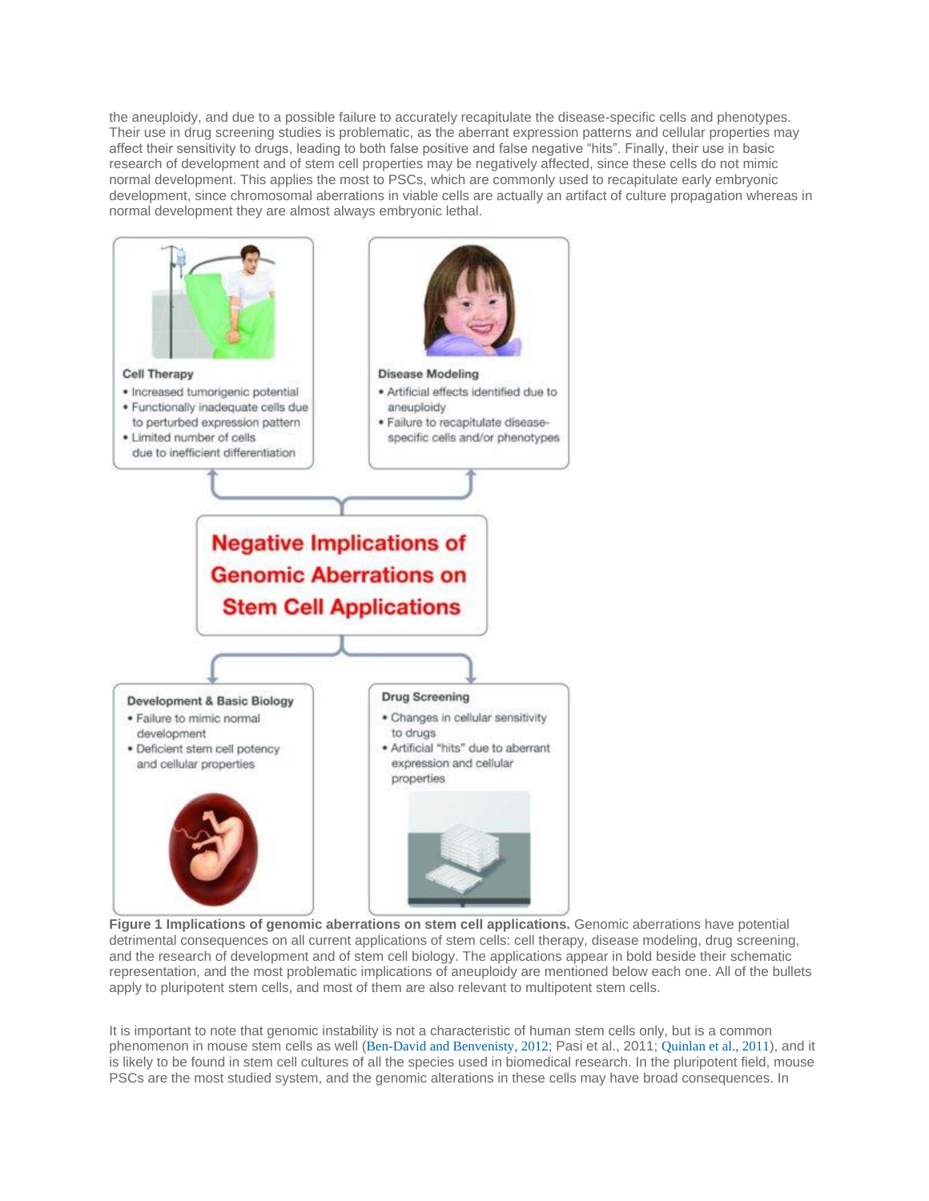the aneuploidy, and due to a possible failure to accurately recapitulate the disease-specific cells and phenotypes. Their use in drug screening studies is problematic, as the aberrant expression patterns and cellular properties may affect their sensitivity to drugs, leading to both false positive and false negative "hits". Finally, their use in basic research of development and of stem cell properties may be negatively affected, since these cells do not mimic normal development. This applies the most to PSCs, which are commonly used to recapitulate early embryonic development, since chromosomal aberrations in viable cells are actually an artifact of culture propagation whereas in normal development they are almost always embryonic lethal.

**Negative Implications of Genomic Aberrations on Stem Cell Applications**

**Cell Therapy**
- Increased tumorigenic potential
- Functionally inadequate cells due to perturbed expression pattern
- Limited number of cells due to inefficient differentiation

**Disease Modeling**
- Artificial effects identified due to aneuploidy
- Failure to recapitulate disease-specific cells and/or phenotypes

**Development & Basic Biology**
- Failure to mimic normal development
- Deficient stem cell potency and cellular properties

**Drug Screening**
- Changes in cellular sensitivity to drugs
- Artificial "hits" due to aberrant expression and cellular properties

**Figure 1 Implications of genomic aberrations on stem cell applications.** Genomic aberrations have potential detrimental consequences on all current applications of stem cells: cell therapy, disease modeling, drug screening, and the research of development and of stem cell biology. The applications appear in bold beside their schematic representation, and the most problematic implications of aneuploidy are mentioned below each one. All of the bullets apply to pluripotent stem cells, and most of them are also relevant to multipotent stem cells.

It is important to note that genomic instability is not a characteristic of human stem cells only, but is a common phenomenon in mouse stem cells as well (Ben-David and Benvenisty, 2012; Pasi et al., 2011; Quinlan et al., 2011), and it is likely to be found in stem cell cultures of all the species used in biomedical research. In the pluripotent field, mouse PSCs are the most studied system, and the genomic alterations in these cells may have broad consequences. In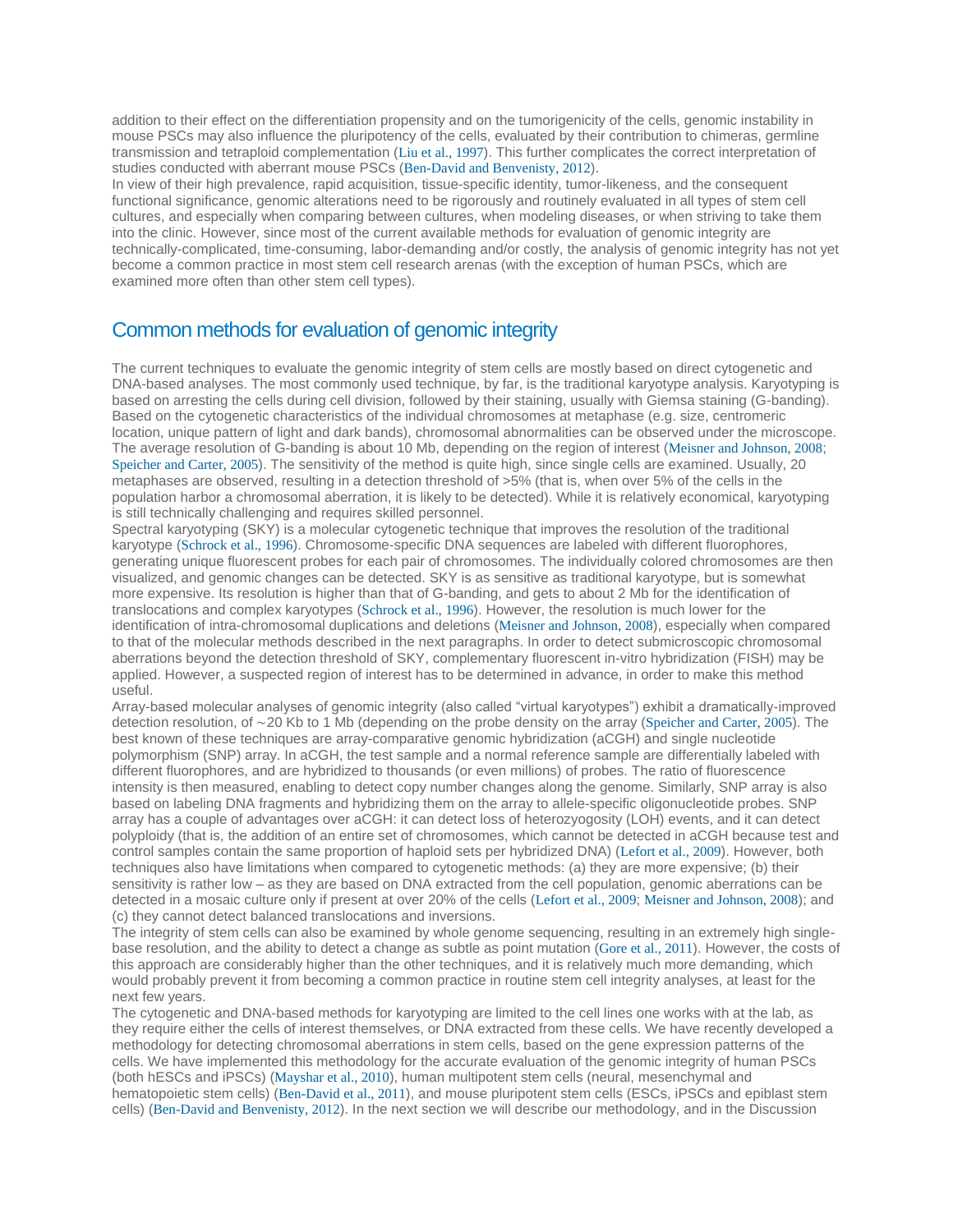addition to their effect on the differentiation propensity and on the tumorigenicity of the cells, genomic instability in mouse PSCs may also influence the pluripotency of the cells, evaluated by their contribution to chimeras, germline transmission and tetraploid complementation (Liu et al., 1997). This further complicates the correct interpretation of studies conducted with aberrant mouse PSCs (Ben-David and Benvenisty, 2012).

In view of their high prevalence, rapid acquisition, tissue-specific identity, tumor-likeness, and the consequent functional significance, genomic alterations need to be rigorously and routinely evaluated in all types of stem cell cultures, and especially when comparing between cultures, when modeling diseases, or when striving to take them into the clinic. However, since most of the current available methods for evaluation of genomic integrity are technically-complicated, time-consuming, labor-demanding and/or costly, the analysis of genomic integrity has not yet become a common practice in most stem cell research arenas (with the exception of human PSCs, which are examined more often than other stem cell types).

## Common methods for evaluation of genomic integrity

The current techniques to evaluate the genomic integrity of stem cells are mostly based on direct cytogenetic and DNA-based analyses. The most commonly used technique, by far, is the traditional karyotype analysis. Karyotyping is based on arresting the cells during cell division, followed by their staining, usually with Giemsa staining (G-banding). Based on the cytogenetic characteristics of the individual chromosomes at metaphase (e.g. size, centromeric location, unique pattern of light and dark bands), chromosomal abnormalities can be observed under the microscope. The average resolution of G-banding is about 10 Mb, depending on the region of interest (Meisner and Johnson, 2008; Speicher and Carter, 2005). The sensitivity of the method is quite high, since single cells are examined. Usually, 20 metaphases are observed, resulting in a detection threshold of >5% (that is, when over 5% of the cells in the population harbor a chromosomal aberration, it is likely to be detected). While it is relatively economical, karyotyping is still technically challenging and requires skilled personnel.

Spectral karyotyping (SKY) is a molecular cytogenetic technique that improves the resolution of the traditional karyotype (Schrock et al., 1996). Chromosome-specific DNA sequences are labeled with different fluorophores, generating unique fluorescent probes for each pair of chromosomes. The individually colored chromosomes are then visualized, and genomic changes can be detected. SKY is as sensitive as traditional karyotype, but is somewhat more expensive. Its resolution is higher than that of G-banding, and gets to about 2 Mb for the identification of translocations and complex karyotypes (Schrock et al., 1996). However, the resolution is much lower for the identification of intra-chromosomal duplications and deletions (Meisner and Johnson, 2008), especially when compared to that of the molecular methods described in the next paragraphs. In order to detect submicroscopic chromosomal aberrations beyond the detection threshold of SKY, complementary fluorescent in-vitro hybridization (FISH) may be applied. However, a suspected region of interest has to be determined in advance, in order to make this method useful.

Array-based molecular analyses of genomic integrity (also called "virtual karyotypes") exhibit a dramatically-improved detection resolution, of ~20 Kb to 1 Mb (depending on the probe density on the array (Speicher and Carter, 2005). The best known of these techniques are array-comparative genomic hybridization (aCGH) and single nucleotide polymorphism (SNP) array. In aCGH, the test sample and a normal reference sample are differentially labeled with different fluorophores, and are hybridized to thousands (or even millions) of probes. The ratio of fluorescence intensity is then measured, enabling to detect copy number changes along the genome. Similarly, SNP array is also based on labeling DNA fragments and hybridizing them on the array to allele-specific oligonucleotide probes. SNP array has a couple of advantages over aCGH: it can detect loss of heterozygosity (LOH) events, and it can detect polyploidy (that is, the addition of an entire set of chromosomes, which cannot be detected in aCGH because test and control samples contain the same proportion of haploid sets per hybridized DNA) (Lefort et al., 2009). However, both techniques also have limitations when compared to cytogenetic methods: (a) they are more expensive; (b) their sensitivity is rather low – as they are based on DNA extracted from the cell population, genomic aberrations can be detected in a mosaic culture only if present at over 20% of the cells (Lefort et al., 2009; Meisner and Johnson, 2008); and (c) they cannot detect balanced translocations and inversions.

The integrity of stem cells can also be examined by whole genome sequencing, resulting in an extremely high single-base resolution, and the ability to detect a change as subtle as point mutation (Gore et al., 2011). However, the costs of this approach are considerably higher than the other techniques, and it is relatively much more demanding, which would probably prevent it from becoming a common practice in routine stem cell integrity analyses, at least for the next few years.

The cytogenetic and DNA-based methods for karyotyping are limited to the cell lines one works with at the lab, as they require either the cells of interest themselves, or DNA extracted from these cells. We have recently developed a methodology for detecting chromosomal aberrations in stem cells, based on the gene expression patterns of the cells. We have implemented this methodology for the accurate evaluation of the genomic integrity of human PSCs (both hESCs and iPSCs) (Mayshar et al., 2010), human multipotent stem cells (neural, mesenchymal and hematopoietic stem cells) (Ben-David et al., 2011), and mouse pluripotent stem cells (ESCs, iPSCs and epiblast stem cells) (Ben-David and Benvenisty, 2012). In the next section we will describe our methodology, and in the Discussion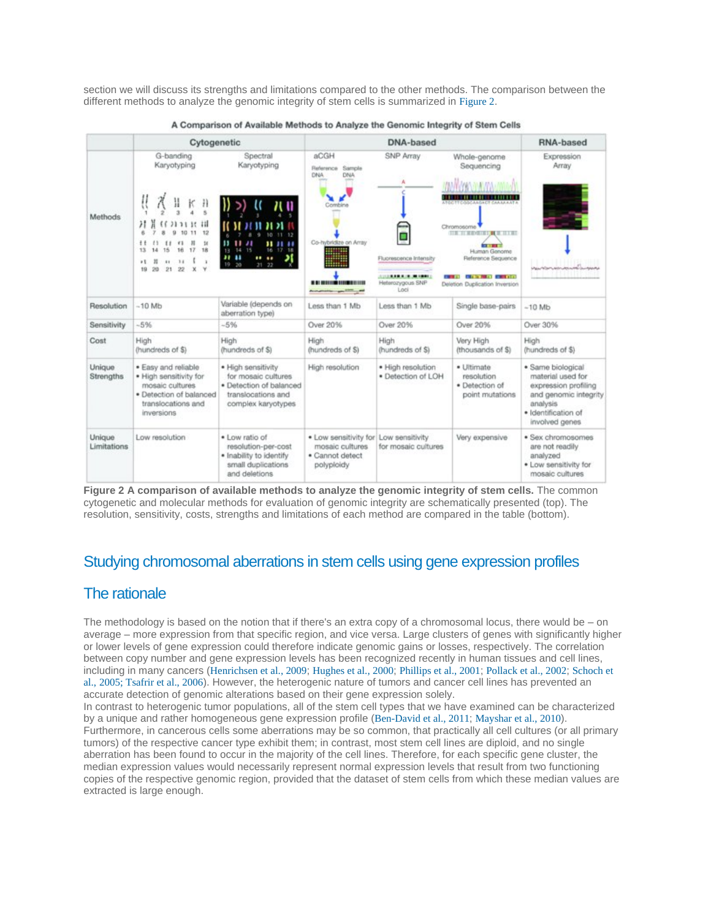section we will discuss its strengths and limitations compared to the other methods. The comparison between the different methods to analyze the genomic integrity of stem cells is summarized in Figure 2.

**A Comparison of Available Methods to Analyze the Genomic Integrity of Stem Cells**

| | Cytogenetic | | DNA-based | | | RNA-based |
|---|---|---|---|---|---|---|
| Methods | G-banding Karyotyping | Spectral Karyotyping | aCGH | SNP Array | Whole-genome Sequencing | Expression Array |
| Resolution | ~10 Mb | Variable (depends on aberration type) | Less than 1 Mb | Less than 1 Mb | Single base-pairs | ~10 Mb |
| Sensitivity | ~5% | ~5% | Over 20% | Over 20% | Over 20% | Over 30% |
| Cost | High (hundreds of $) | High (hundreds of $) | High (hundreds of $) | High (hundreds of $) | Very High (thousands of $) | High (hundreds of $) |
| Unique Strengths | • Easy and reliable • High sensitivity for mosaic cultures • Detection of balanced translocations and inversions | • High sensitivity for mosaic cultures • Detection of balanced translocations and complex karyotypes | High resolution | • High resolution • Detection of LOH | • Ultimate resolution • Detection of point mutations | • Same biological material used for expression profiling and genomic integrity analysis • Identification of involved genes |
| Unique Limitations | Low resolution | • Low ratio of resolution-per-cost • Inability to identify small duplications and deletions | • Low sensitivity for mosaic cultures • Cannot detect polyploidy | Low sensitivity for mosaic cultures | Very expensive | • Sex chromosomes are not readily analyzed • Low sensitivity for mosaic cultures |

**Figure 2 A comparison of available methods to analyze the genomic integrity of stem cells.** The common cytogenetic and molecular methods for evaluation of genomic integrity are schematically presented (top). The resolution, sensitivity, costs, strengths and limitations of each method are compared in the table (bottom).

## Studying chromosomal aberrations in stem cells using gene expression profiles

## The rationale

The methodology is based on the notion that if there's an extra copy of a chromosomal locus, there would be – on average – more expression from that specific region, and vice versa. Large clusters of genes with significantly higher or lower levels of gene expression could therefore indicate genomic gains or losses, respectively. The correlation between copy number and gene expression levels has been recognized recently in human tissues and cell lines, including in many cancers (Henrichsen et al., 2009; Hughes et al., 2000; Phillips et al., 2001; Pollack et al., 2002; Schoch et al., 2005; Tsafrir et al., 2006). However, the heterogenic nature of tumors and cancer cell lines has prevented an accurate detection of genomic alterations based on their gene expression solely.

In contrast to heterogenic tumor populations, all of the stem cell types that we have examined can be characterized by a unique and rather homogeneous gene expression profile (Ben-David et al., 2011; Mayshar et al., 2010). Furthermore, in cancerous cells some aberrations may be so common, that practically all cell cultures (or all primary tumors) of the respective cancer type exhibit them; in contrast, most stem cell lines are diploid, and no single aberration has been found to occur in the majority of the cell lines. Therefore, for each specific gene cluster, the median expression values would necessarily represent normal expression levels that result from two functioning copies of the respective genomic region, provided that the dataset of stem cells from which these median values are extracted is large enough.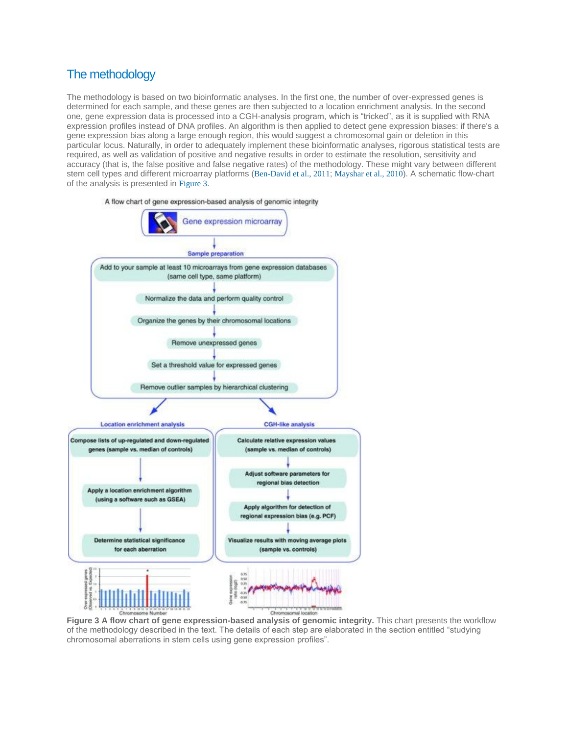## The methodology

The methodology is based on two bioinformatic analyses. In the first one, the number of over-expressed genes is determined for each sample, and these genes are then subjected to a location enrichment analysis. In the second one, gene expression data is processed into a CGH-analysis program, which is "tricked", as it is supplied with RNA expression profiles instead of DNA profiles. An algorithm is then applied to detect gene expression biases: if there's a gene expression bias along a large enough region, this would suggest a chromosomal gain or deletion in this particular locus. Naturally, in order to adequately implement these bioinformatic analyses, rigorous statistical tests are required, as well as validation of positive and negative results in order to estimate the resolution, sensitivity and accuracy (that is, the false positive and false negative rates) of the methodology. These might vary between different stem cell types and different microarray platforms (Ben-David et al., 2011; Mayshar et al., 2010). A schematic flow-chart of the analysis is presented in Figure 3.

A flow chart of gene expression-based analysis of genomic integrity

Gene expression microarray

**Sample preparation**

- Add to your sample at least 10 microarrays from gene expression databases (same cell type, same platform)
- Normalize the data and perform quality control
- Organize the genes by their chromosomal locations
- Remove unexpressed genes
- Set a threshold value for expressed genes
- Remove outlier samples by hierarchical clustering

**Location enrichment analysis**

- Compose lists of up-regulated and down-regulated genes (sample vs. median of controls)
- Apply a location enrichment algorithm (using a software such as GSEA)
- Determine statistical significance for each aberration

**CGH-like analysis**

- Calculate relative expression values (sample vs. median of controls)
- Adjust software parameters for regional bias detection
- Apply algorithm for detection of regional expression bias (e.g. PCF)
- Visualize results with moving average plots (sample vs. controls)

**Figure 3 A flow chart of gene expression-based analysis of genomic integrity.** This chart presents the workflow of the methodology described in the text. The details of each step are elaborated in the section entitled "studying chromosomal aberrations in stem cells using gene expression profiles".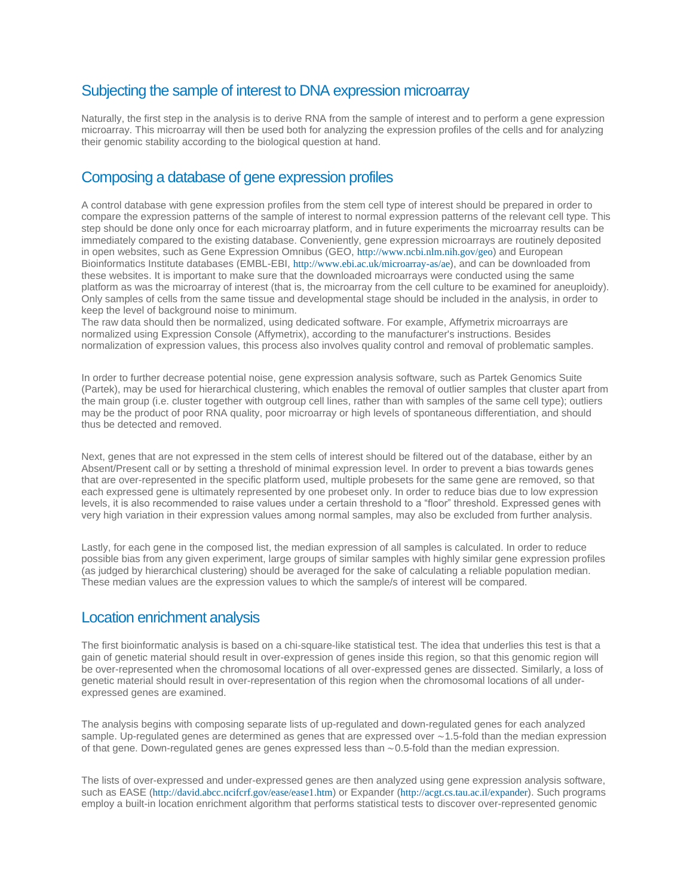## Subjecting the sample of interest to DNA expression microarray

Naturally, the first step in the analysis is to derive RNA from the sample of interest and to perform a gene expression microarray. This microarray will then be used both for analyzing the expression profiles of the cells and for analyzing their genomic stability according to the biological question at hand.

## Composing a database of gene expression profiles

A control database with gene expression profiles from the stem cell type of interest should be prepared in order to compare the expression patterns of the sample of interest to normal expression patterns of the relevant cell type. This step should be done only once for each microarray platform, and in future experiments the microarray results can be immediately compared to the existing database. Conveniently, gene expression microarrays are routinely deposited in open websites, such as Gene Expression Omnibus (GEO, http://www.ncbi.nlm.nih.gov/geo) and European Bioinformatics Institute databases (EMBL-EBI, http://www.ebi.ac.uk/microarray-as/ae), and can be downloaded from these websites. It is important to make sure that the downloaded microarrays were conducted using the same platform as was the microarray of interest (that is, the microarray from the cell culture to be examined for aneuploidy). Only samples of cells from the same tissue and developmental stage should be included in the analysis, in order to keep the level of background noise to minimum.
The raw data should then be normalized, using dedicated software. For example, Affymetrix microarrays are normalized using Expression Console (Affymetrix), according to the manufacturer's instructions. Besides normalization of expression values, this process also involves quality control and removal of problematic samples.

In order to further decrease potential noise, gene expression analysis software, such as Partek Genomics Suite (Partek), may be used for hierarchical clustering, which enables the removal of outlier samples that cluster apart from the main group (i.e. cluster together with outgroup cell lines, rather than with samples of the same cell type); outliers may be the product of poor RNA quality, poor microarray or high levels of spontaneous differentiation, and should thus be detected and removed.

Next, genes that are not expressed in the stem cells of interest should be filtered out of the database, either by an Absent/Present call or by setting a threshold of minimal expression level. In order to prevent a bias towards genes that are over-represented in the specific platform used, multiple probesets for the same gene are removed, so that each expressed gene is ultimately represented by one probeset only. In order to reduce bias due to low expression levels, it is also recommended to raise values under a certain threshold to a "floor" threshold. Expressed genes with very high variation in their expression values among normal samples, may also be excluded from further analysis.

Lastly, for each gene in the composed list, the median expression of all samples is calculated. In order to reduce possible bias from any given experiment, large groups of similar samples with highly similar gene expression profiles (as judged by hierarchical clustering) should be averaged for the sake of calculating a reliable population median. These median values are the expression values to which the sample/s of interest will be compared.

## Location enrichment analysis

The first bioinformatic analysis is based on a chi-square-like statistical test. The idea that underlies this test is that a gain of genetic material should result in over-expression of genes inside this region, so that this genomic region will be over-represented when the chromosomal locations of all over-expressed genes are dissected. Similarly, a loss of genetic material should result in over-representation of this region when the chromosomal locations of all under-expressed genes are examined.

The analysis begins with composing separate lists of up-regulated and down-regulated genes for each analyzed sample. Up-regulated genes are determined as genes that are expressed over ~1.5-fold than the median expression of that gene. Down-regulated genes are genes expressed less than ~0.5-fold than the median expression.

The lists of over-expressed and under-expressed genes are then analyzed using gene expression analysis software, such as EASE (http://david.abcc.ncifcrf.gov/ease/ease1.htm) or Expander (http://acgt.cs.tau.ac.il/expander). Such programs employ a built-in location enrichment algorithm that performs statistical tests to discover over-represented genomic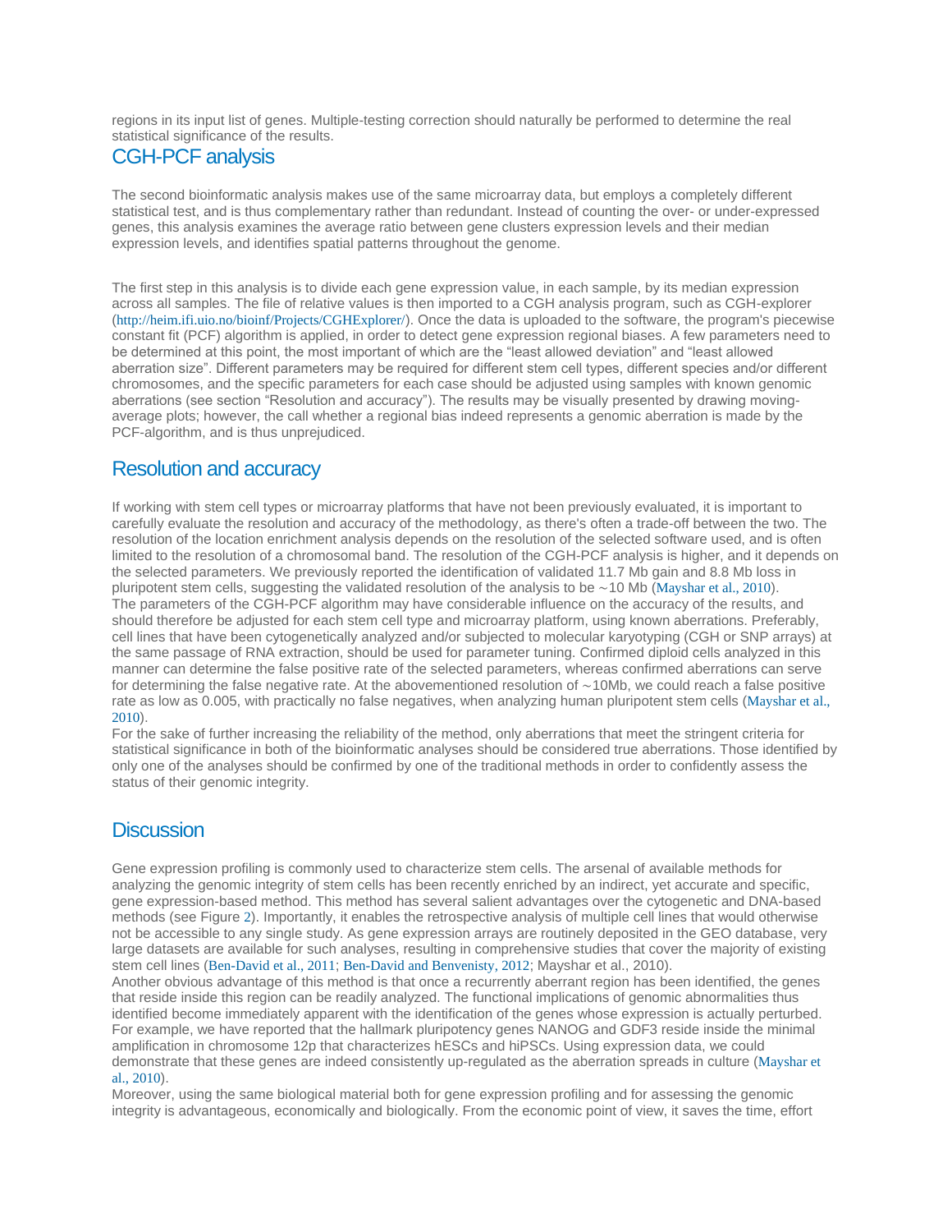regions in its input list of genes. Multiple-testing correction should naturally be performed to determine the real statistical significance of the results.

## CGH-PCF analysis

The second bioinformatic analysis makes use of the same microarray data, but employs a completely different statistical test, and is thus complementary rather than redundant. Instead of counting the over- or under-expressed genes, this analysis examines the average ratio between gene clusters expression levels and their median expression levels, and identifies spatial patterns throughout the genome.

The first step in this analysis is to divide each gene expression value, in each sample, by its median expression across all samples. The file of relative values is then imported to a CGH analysis program, such as CGH-explorer (http://heim.ifi.uio.no/bioinf/Projects/CGHExplorer/). Once the data is uploaded to the software, the program's piecewise constant fit (PCF) algorithm is applied, in order to detect gene expression regional biases. A few parameters need to be determined at this point, the most important of which are the "least allowed deviation" and "least allowed aberration size". Different parameters may be required for different stem cell types, different species and/or different chromosomes, and the specific parameters for each case should be adjusted using samples with known genomic aberrations (see section "Resolution and accuracy"). The results may be visually presented by drawing moving-average plots; however, the call whether a regional bias indeed represents a genomic aberration is made by the PCF-algorithm, and is thus unprejudiced.

## Resolution and accuracy

If working with stem cell types or microarray platforms that have not been previously evaluated, it is important to carefully evaluate the resolution and accuracy of the methodology, as there's often a trade-off between the two. The resolution of the location enrichment analysis depends on the resolution of the selected software used, and is often limited to the resolution of a chromosomal band. The resolution of the CGH-PCF analysis is higher, and it depends on the selected parameters. We previously reported the identification of validated 11.7 Mb gain and 8.8 Mb loss in pluripotent stem cells, suggesting the validated resolution of the analysis to be ∼10 Mb (Mayshar et al., 2010).
The parameters of the CGH-PCF algorithm may have considerable influence on the accuracy of the results, and should therefore be adjusted for each stem cell type and microarray platform, using known aberrations. Preferably, cell lines that have been cytogenetically analyzed and/or subjected to molecular karyotyping (CGH or SNP arrays) at the same passage of RNA extraction, should be used for parameter tuning. Confirmed diploid cells analyzed in this manner can determine the false positive rate of the selected parameters, whereas confirmed aberrations can serve for determining the false negative rate. At the abovementioned resolution of ∼10Mb, we could reach a false positive rate as low as 0.005, with practically no false negatives, when analyzing human pluripotent stem cells (Mayshar et al., 2010).
For the sake of further increasing the reliability of the method, only aberrations that meet the stringent criteria for statistical significance in both of the bioinformatic analyses should be considered true aberrations. Those identified by only one of the analyses should be confirmed by one of the traditional methods in order to confidently assess the status of their genomic integrity.

# Discussion

Gene expression profiling is commonly used to characterize stem cells. The arsenal of available methods for analyzing the genomic integrity of stem cells has been recently enriched by an indirect, yet accurate and specific, gene expression-based method. This method has several salient advantages over the cytogenetic and DNA-based methods (see Figure 2). Importantly, it enables the retrospective analysis of multiple cell lines that would otherwise not be accessible to any single study. As gene expression arrays are routinely deposited in the GEO database, very large datasets are available for such analyses, resulting in comprehensive studies that cover the majority of existing stem cell lines (Ben-David et al., 2011; Ben-David and Benvenisty, 2012; Mayshar et al., 2010).
Another obvious advantage of this method is that once a recurrently aberrant region has been identified, the genes that reside inside this region can be readily analyzed. The functional implications of genomic abnormalities thus identified become immediately apparent with the identification of the genes whose expression is actually perturbed. For example, we have reported that the hallmark pluripotency genes NANOG and GDF3 reside inside the minimal amplification in chromosome 12p that characterizes hESCs and hiPSCs. Using expression data, we could demonstrate that these genes are indeed consistently up-regulated as the aberration spreads in culture (Mayshar et al., 2010).
Moreover, using the same biological material both for gene expression profiling and for assessing the genomic integrity is advantageous, economically and biologically. From the economic point of view, it saves the time, effort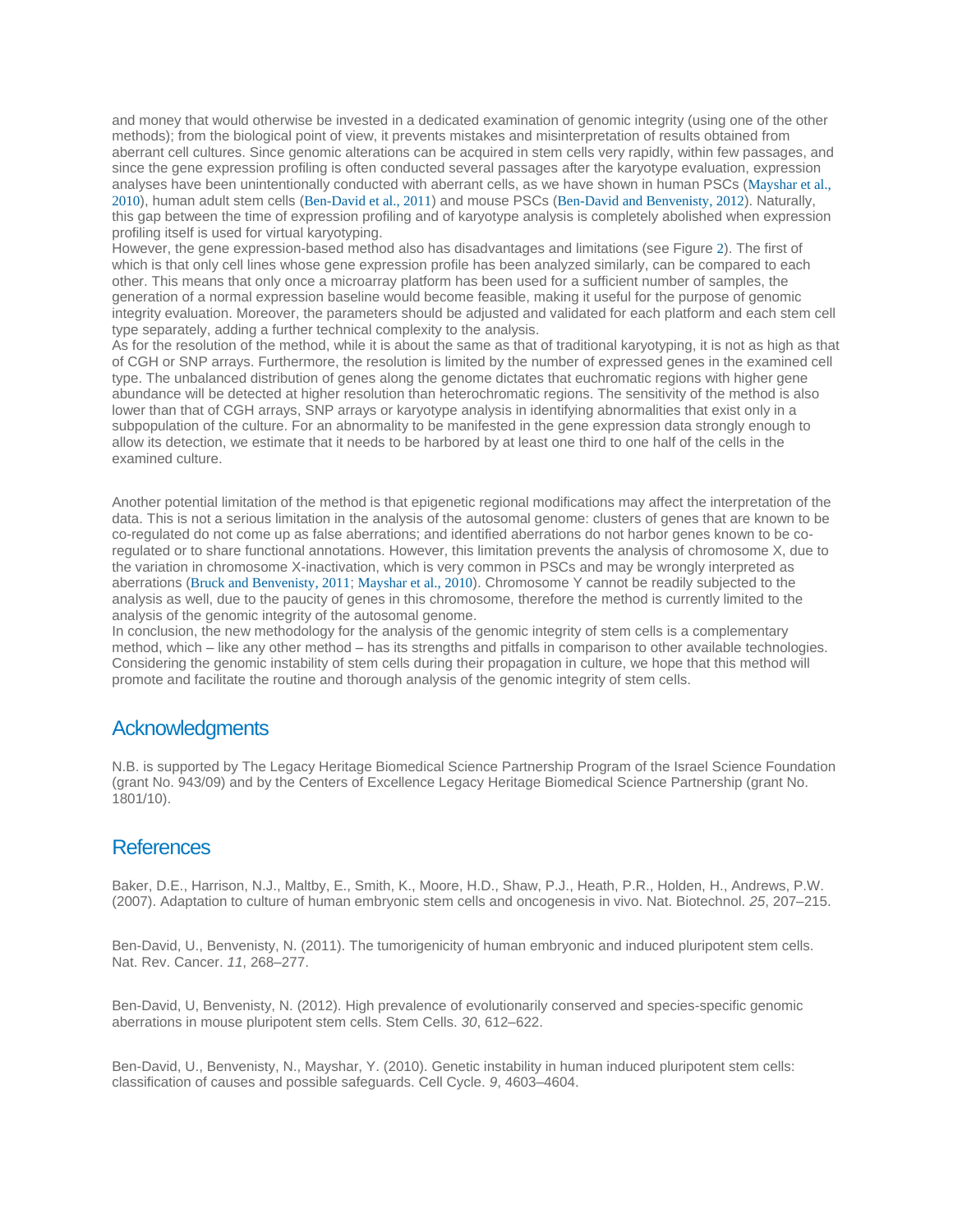and money that would otherwise be invested in a dedicated examination of genomic integrity (using one of the other methods); from the biological point of view, it prevents mistakes and misinterpretation of results obtained from aberrant cell cultures. Since genomic alterations can be acquired in stem cells very rapidly, within few passages, and since the gene expression profiling is often conducted several passages after the karyotype evaluation, expression analyses have been unintentionally conducted with aberrant cells, as we have shown in human PSCs (Mayshar et al., 2010), human adult stem cells (Ben-David et al., 2011) and mouse PSCs (Ben-David and Benvenisty, 2012). Naturally, this gap between the time of expression profiling and of karyotype analysis is completely abolished when expression profiling itself is used for virtual karyotyping.

However, the gene expression-based method also has disadvantages and limitations (see Figure 2). The first of which is that only cell lines whose gene expression profile has been analyzed similarly, can be compared to each other. This means that only once a microarray platform has been used for a sufficient number of samples, the generation of a normal expression baseline would become feasible, making it useful for the purpose of genomic integrity evaluation. Moreover, the parameters should be adjusted and validated for each platform and each stem cell type separately, adding a further technical complexity to the analysis.

As for the resolution of the method, while it is about the same as that of traditional karyotyping, it is not as high as that of CGH or SNP arrays. Furthermore, the resolution is limited by the number of expressed genes in the examined cell type. The unbalanced distribution of genes along the genome dictates that euchromatic regions with higher gene abundance will be detected at higher resolution than heterochromatic regions. The sensitivity of the method is also lower than that of CGH arrays, SNP arrays or karyotype analysis in identifying abnormalities that exist only in a subpopulation of the culture. For an abnormality to be manifested in the gene expression data strongly enough to allow its detection, we estimate that it needs to be harbored by at least one third to one half of the cells in the examined culture.

Another potential limitation of the method is that epigenetic regional modifications may affect the interpretation of the data. This is not a serious limitation in the analysis of the autosomal genome: clusters of genes that are known to be co-regulated do not come up as false aberrations; and identified aberrations do not harbor genes known to be co-regulated or to share functional annotations. However, this limitation prevents the analysis of chromosome X, due to the variation in chromosome X-inactivation, which is very common in PSCs and may be wrongly interpreted as aberrations (Bruck and Benvenisty, 2011; Mayshar et al., 2010). Chromosome Y cannot be readily subjected to the analysis as well, due to the paucity of genes in this chromosome, therefore the method is currently limited to the analysis of the genomic integrity of the autosomal genome.

In conclusion, the new methodology for the analysis of the genomic integrity of stem cells is a complementary method, which – like any other method – has its strengths and pitfalls in comparison to other available technologies. Considering the genomic instability of stem cells during their propagation in culture, we hope that this method will promote and facilitate the routine and thorough analysis of the genomic integrity of stem cells.

## Acknowledgments

N.B. is supported by The Legacy Heritage Biomedical Science Partnership Program of the Israel Science Foundation (grant No. 943/09) and by the Centers of Excellence Legacy Heritage Biomedical Science Partnership (grant No. 1801/10).

## References

Baker, D.E., Harrison, N.J., Maltby, E., Smith, K., Moore, H.D., Shaw, P.J., Heath, P.R., Holden, H., Andrews, P.W. (2007). Adaptation to culture of human embryonic stem cells and oncogenesis in vivo. Nat. Biotechnol. *25*, 207–215.

Ben-David, U., Benvenisty, N. (2011). The tumorigenicity of human embryonic and induced pluripotent stem cells. Nat. Rev. Cancer. *11*, 268–277.

Ben-David, U, Benvenisty, N. (2012). High prevalence of evolutionarily conserved and species-specific genomic aberrations in mouse pluripotent stem cells. Stem Cells. *30*, 612–622.

Ben-David, U., Benvenisty, N., Mayshar, Y. (2010). Genetic instability in human induced pluripotent stem cells: classification of causes and possible safeguards. Cell Cycle. *9*, 4603–4604.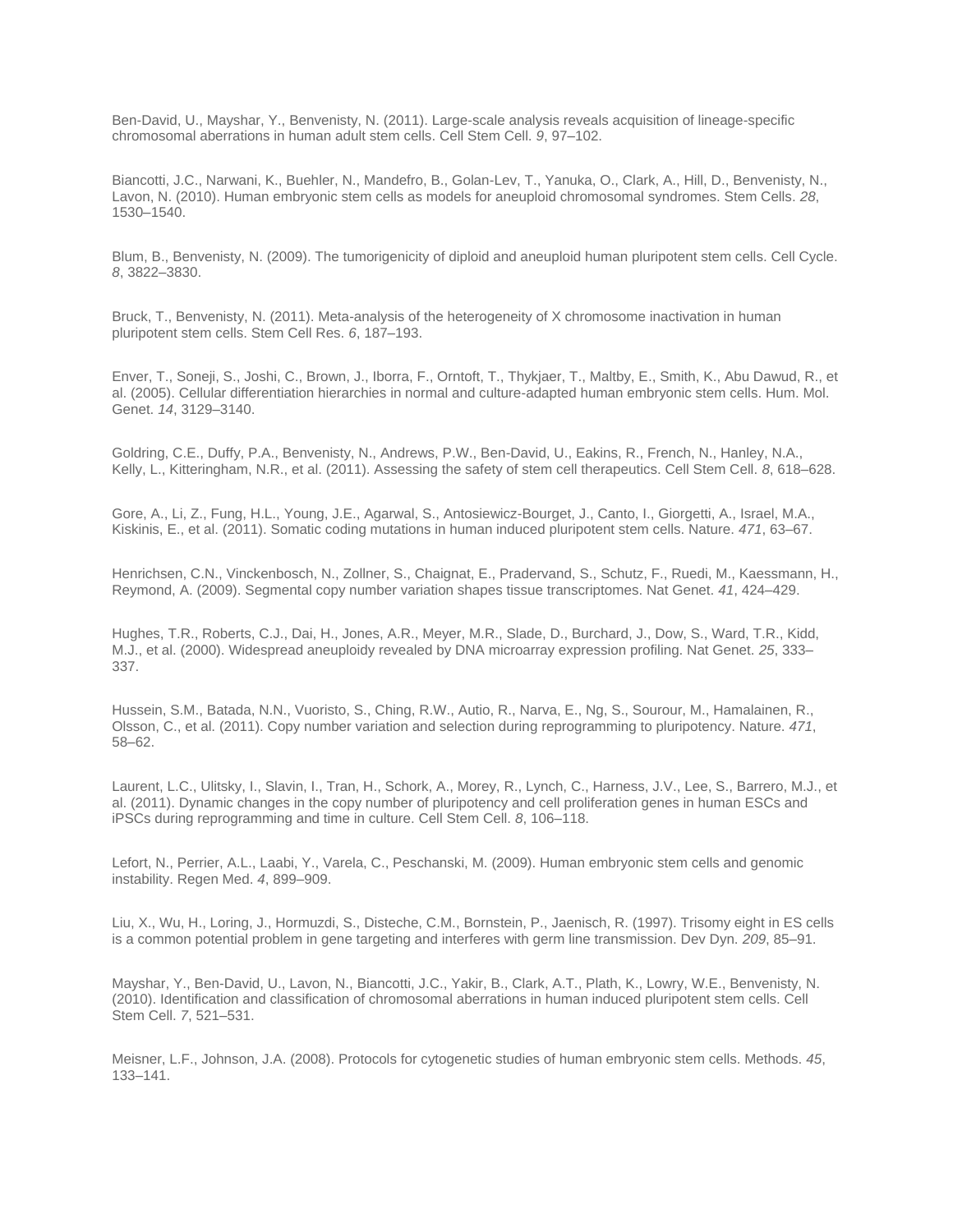Ben-David, U., Mayshar, Y., Benvenisty, N. (2011). Large-scale analysis reveals acquisition of lineage-specific chromosomal aberrations in human adult stem cells. Cell Stem Cell. *9*, 97–102.

Biancotti, J.C., Narwani, K., Buehler, N., Mandefro, B., Golan-Lev, T., Yanuka, O., Clark, A., Hill, D., Benvenisty, N., Lavon, N. (2010). Human embryonic stem cells as models for aneuploid chromosomal syndromes. Stem Cells. *28*, 1530–1540.

Blum, B., Benvenisty, N. (2009). The tumorigenicity of diploid and aneuploid human pluripotent stem cells. Cell Cycle. *8*, 3822–3830.

Bruck, T., Benvenisty, N. (2011). Meta-analysis of the heterogeneity of X chromosome inactivation in human pluripotent stem cells. Stem Cell Res. *6*, 187–193.

Enver, T., Soneji, S., Joshi, C., Brown, J., Iborra, F., Orntoft, T., Thykjaer, T., Maltby, E., Smith, K., Abu Dawud, R., et al. (2005). Cellular differentiation hierarchies in normal and culture-adapted human embryonic stem cells. Hum. Mol. Genet. *14*, 3129–3140.

Goldring, C.E., Duffy, P.A., Benvenisty, N., Andrews, P.W., Ben-David, U., Eakins, R., French, N., Hanley, N.A., Kelly, L., Kitteringham, N.R., et al. (2011). Assessing the safety of stem cell therapeutics. Cell Stem Cell. *8*, 618–628.

Gore, A., Li, Z., Fung, H.L., Young, J.E., Agarwal, S., Antosiewicz-Bourget, J., Canto, I., Giorgetti, A., Israel, M.A., Kiskinis, E., et al. (2011). Somatic coding mutations in human induced pluripotent stem cells. Nature. *471*, 63–67.

Henrichsen, C.N., Vinckenbosch, N., Zollner, S., Chaignat, E., Pradervand, S., Schutz, F., Ruedi, M., Kaessmann, H., Reymond, A. (2009). Segmental copy number variation shapes tissue transcriptomes. Nat Genet. *41*, 424–429.

Hughes, T.R., Roberts, C.J., Dai, H., Jones, A.R., Meyer, M.R., Slade, D., Burchard, J., Dow, S., Ward, T.R., Kidd, M.J., et al. (2000). Widespread aneuploidy revealed by DNA microarray expression profiling. Nat Genet. *25*, 333–337.

Hussein, S.M., Batada, N.N., Vuoristo, S., Ching, R.W., Autio, R., Narva, E., Ng, S., Sourour, M., Hamalainen, R., Olsson, C., et al. (2011). Copy number variation and selection during reprogramming to pluripotency. Nature. *471*, 58–62.

Laurent, L.C., Ulitsky, I., Slavin, I., Tran, H., Schork, A., Morey, R., Lynch, C., Harness, J.V., Lee, S., Barrero, M.J., et al. (2011). Dynamic changes in the copy number of pluripotency and cell proliferation genes in human ESCs and iPSCs during reprogramming and time in culture. Cell Stem Cell. *8*, 106–118.

Lefort, N., Perrier, A.L., Laabi, Y., Varela, C., Peschanski, M. (2009). Human embryonic stem cells and genomic instability. Regen Med. *4*, 899–909.

Liu, X., Wu, H., Loring, J., Hormuzdi, S., Disteche, C.M., Bornstein, P., Jaenisch, R. (1997). Trisomy eight in ES cells is a common potential problem in gene targeting and interferes with germ line transmission. Dev Dyn. *209*, 85–91.

Mayshar, Y., Ben-David, U., Lavon, N., Biancotti, J.C., Yakir, B., Clark, A.T., Plath, K., Lowry, W.E., Benvenisty, N. (2010). Identification and classification of chromosomal aberrations in human induced pluripotent stem cells. Cell Stem Cell. *7*, 521–531.

Meisner, L.F., Johnson, J.A. (2008). Protocols for cytogenetic studies of human embryonic stem cells. Methods. *45*, 133–141.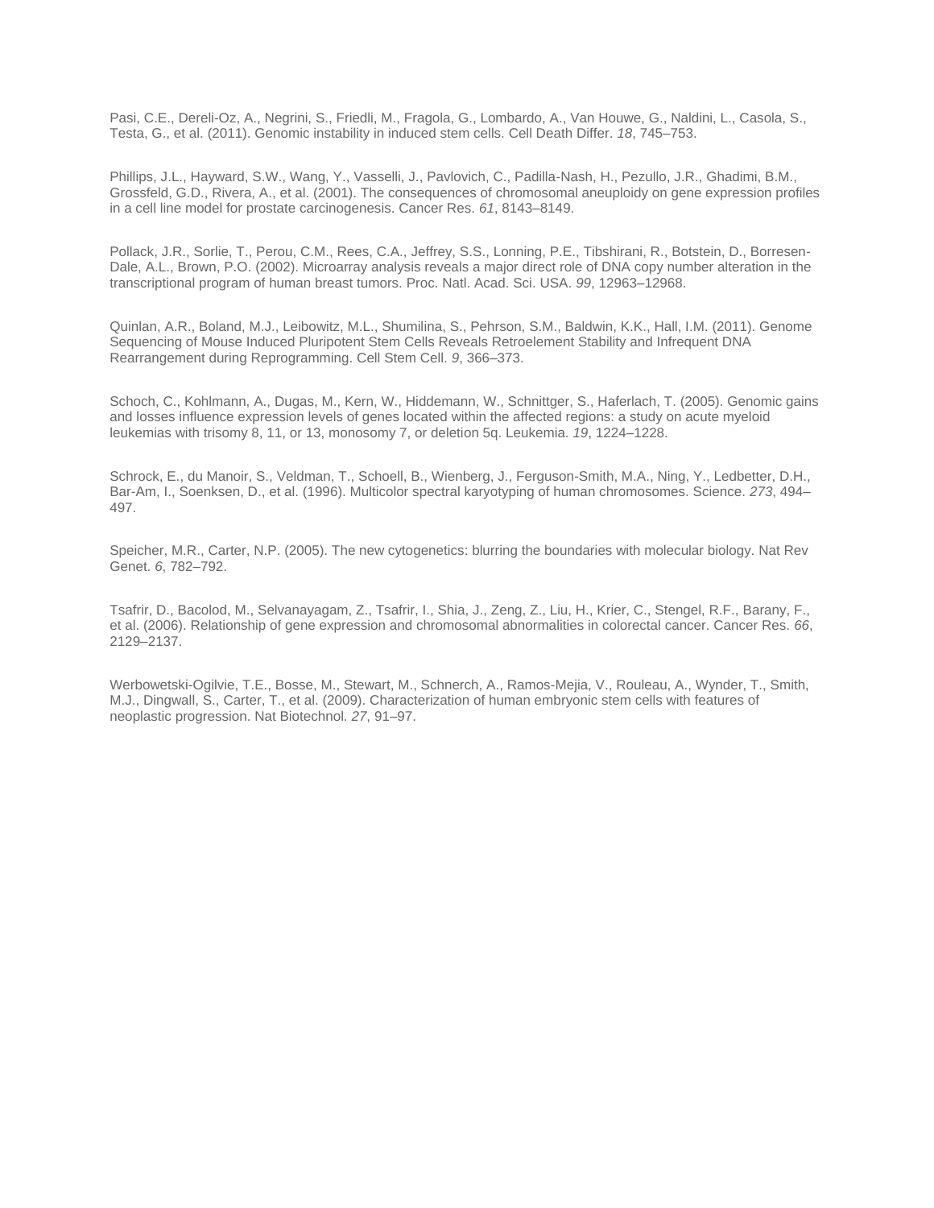Pasi, C.E., Dereli-Oz, A., Negrini, S., Friedli, M., Fragola, G., Lombardo, A., Van Houwe, G., Naldini, L., Casola, S., Testa, G., et al. (2011). Genomic instability in induced stem cells. Cell Death Differ. *18*, 745–753.

Phillips, J.L., Hayward, S.W., Wang, Y., Vasselli, J., Pavlovich, C., Padilla-Nash, H., Pezullo, J.R., Ghadimi, B.M., Grossfeld, G.D., Rivera, A., et al. (2001). The consequences of chromosomal aneuploidy on gene expression profiles in a cell line model for prostate carcinogenesis. Cancer Res. *61*, 8143–8149.

Pollack, J.R., Sorlie, T., Perou, C.M., Rees, C.A., Jeffrey, S.S., Lonning, P.E., Tibshirani, R., Botstein, D., Borresen-Dale, A.L., Brown, P.O. (2002). Microarray analysis reveals a major direct role of DNA copy number alteration in the transcriptional program of human breast tumors. Proc. Natl. Acad. Sci. USA. *99*, 12963–12968.

Quinlan, A.R., Boland, M.J., Leibowitz, M.L., Shumilina, S., Pehrson, S.M., Baldwin, K.K., Hall, I.M. (2011). Genome Sequencing of Mouse Induced Pluripotent Stem Cells Reveals Retroelement Stability and Infrequent DNA Rearrangement during Reprogramming. Cell Stem Cell. *9*, 366–373.

Schoch, C., Kohlmann, A., Dugas, M., Kern, W., Hiddemann, W., Schnittger, S., Haferlach, T. (2005). Genomic gains and losses influence expression levels of genes located within the affected regions: a study on acute myeloid leukemias with trisomy 8, 11, or 13, monosomy 7, or deletion 5q. Leukemia. *19*, 1224–1228.

Schrock, E., du Manoir, S., Veldman, T., Schoell, B., Wienberg, J., Ferguson-Smith, M.A., Ning, Y., Ledbetter, D.H., Bar-Am, I., Soenksen, D., et al. (1996). Multicolor spectral karyotyping of human chromosomes. Science. *273*, 494–497.

Speicher, M.R., Carter, N.P. (2005). The new cytogenetics: blurring the boundaries with molecular biology. Nat Rev Genet. *6*, 782–792.

Tsafrir, D., Bacolod, M., Selvanayagam, Z., Tsafrir, I., Shia, J., Zeng, Z., Liu, H., Krier, C., Stengel, R.F., Barany, F., et al. (2006). Relationship of gene expression and chromosomal abnormalities in colorectal cancer. Cancer Res. *66*, 2129–2137.

Werbowetski-Ogilvie, T.E., Bosse, M., Stewart, M., Schnerch, A., Ramos-Mejia, V., Rouleau, A., Wynder, T., Smith, M.J., Dingwall, S., Carter, T., et al. (2009). Characterization of human embryonic stem cells with features of neoplastic progression. Nat Biotechnol. *27*, 91–97.